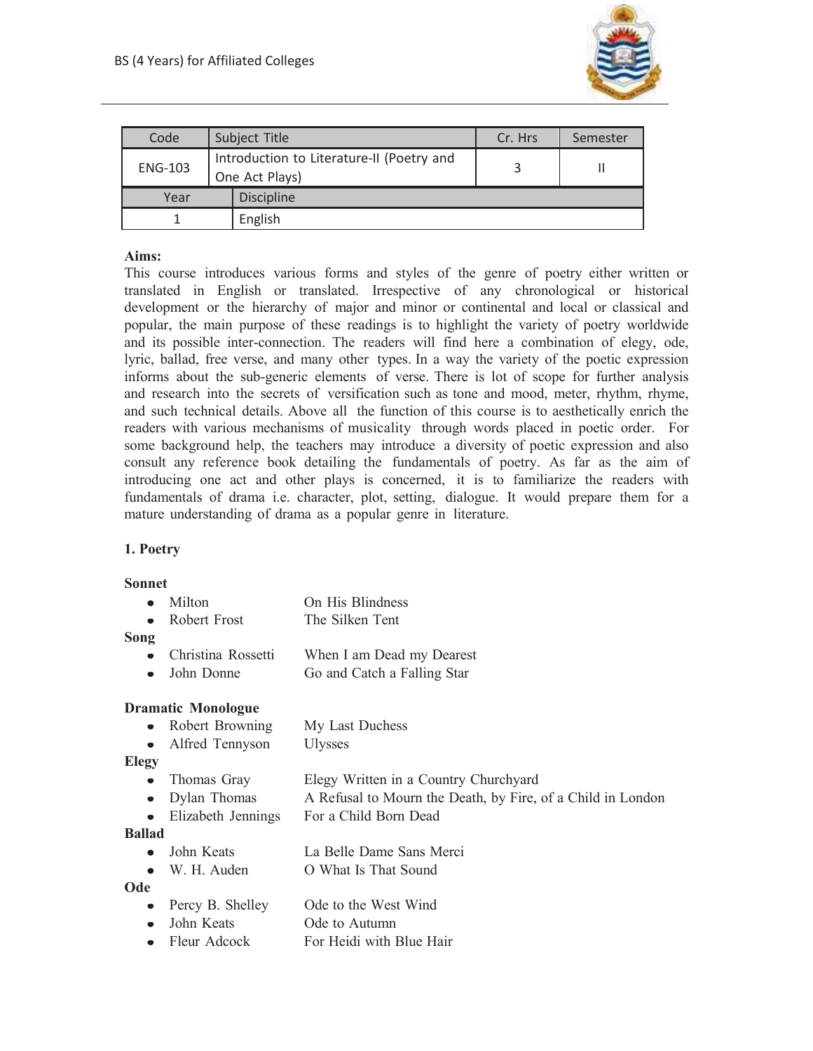| Code | Subject Title | Cr. Hrs | Semester |
|---|---|---|---|
| ENG-103 | Introduction to Literature-II (Poetry and One Act Plays) | 3 | II |

| Year | Discipline |
|---|---|
| 1 | English |

**Aims:**

This course introduces various forms and styles of the genre of poetry either written or translated in English or translated. Irrespective of any chronological or historical development or the hierarchy of major and minor or continental and local or classical and popular, the main purpose of these readings is to highlight the variety of poetry worldwide and its possible inter-connection. The readers will find here a combination of elegy, ode, lyric, ballad, free verse, and many other types. In a way the variety of the poetic expression informs about the sub-generic elements of verse. There is lot of scope for further analysis and research into the secrets of versification such as tone and mood, meter, rhythm, rhyme, and such technical details. Above all the function of this course is to aesthetically enrich the readers with various mechanisms of musicality through words placed in poetic order. For some background help, the teachers may introduce a diversity of poetic expression and also consult any reference book detailing the fundamentals of poetry. As far as the aim of introducing one act and other plays is concerned, it is to familiarize the readers with fundamentals of drama i.e. character, plot, setting, dialogue. It would prepare them for a mature understanding of drama as a popular genre in literature.

**1. Poetry**

**Sonnet**

- Milton — On His Blindness
- Robert Frost — The Silken Tent

**Song**

- Christina Rossetti — When I am Dead my Dearest
- John Donne — Go and Catch a Falling Star

**Dramatic Monologue**

- Robert Browning — My Last Duchess
- Alfred Tennyson — Ulysses

**Elegy**

- Thomas Gray — Elegy Written in a Country Churchyard
- Dylan Thomas — A Refusal to Mourn the Death, by Fire, of a Child in London
- Elizabeth Jennings — For a Child Born Dead

**Ballad**

- John Keats — La Belle Dame Sans Merci
- W. H. Auden — O What Is That Sound

**Ode**

- Percy B. Shelley — Ode to the West Wind
- John Keats — Ode to Autumn
- Fleur Adcock — For Heidi with Blue Hair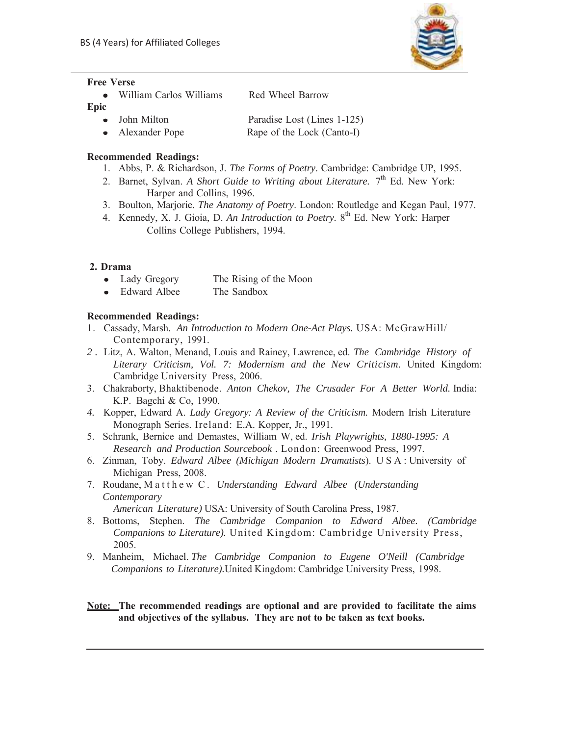**Free Verse**

- William Carlos Williams — Red Wheel Barrow

**Epic**

- John Milton — Paradise Lost (Lines 1-125)
- Alexander Pope — Rape of the Lock (Canto-I)

**Recommended Readings:**

1. Abbs, P. & Richardson, J. *The Forms of Poetry*. Cambridge: Cambridge UP, 1995.
2. Barnet, Sylvan. *A Short Guide to Writing about Literature.* 7th Ed. New York: Harper and Collins, 1996.
3. Boulton, Marjorie. *The Anatomy of Poetry*. London: Routledge and Kegan Paul, 1977.
4. Kennedy, X. J. Gioia, D. *An Introduction to Poetry.* 8th Ed. New York: Harper Collins College Publishers, 1994.

**2. Drama**

- Lady Gregory — The Rising of the Moon
- Edward Albee — The Sandbox

**Recommended Readings:**

1. Cassady, Marsh. *An Introduction to Modern One-Act Plays.* USA: McGrawHill/ Contemporary, 1991.
2. Litz, A. Walton, Menand, Louis and Rainey, Lawrence, ed. *The Cambridge History of Literary Criticism, Vol. 7: Modernism and the New Criticism*. United Kingdom: Cambridge University Press, 2006.
3. Chakraborty, Bhaktibenode. *Anton Chekov, The Crusader For A Better World.* India: K.P. Bagchi & Co, 1990.
4. Kopper, Edward A. *Lady Gregory: A Review of the Criticism.* Modern Irish Literature Monograph Series. Ireland: E.A. Kopper, Jr., 1991.
5. Schrank, Bernice and Demastes, William W, ed. *Irish Playwrights, 1880-1995: A Research and Production Sourcebook* . London: Greenwood Press, 1997.
6. Zinman, Toby. *Edward Albee (Michigan Modern Dramatists*). USA : University of Michigan Press, 2008.
7. Roudane, Matthew C. *Understanding Edward Albee (Understanding Contemporary American Literature)* USA: University of South Carolina Press, 1987.
8. Bottoms, Stephen. *The Cambridge Companion to Edward Albee. (Cambridge Companions to Literature).* United Kingdom: Cambridge University Press, 2005.
9. Manheim, Michael. *The Cambridge Companion to Eugene O'Neill (Cambridge Companions to Literature).*United Kingdom: Cambridge University Press, 1998.

**Note: The recommended readings are optional and are provided to facilitate the aims and objectives of the syllabus. They are not to be taken as text books.**